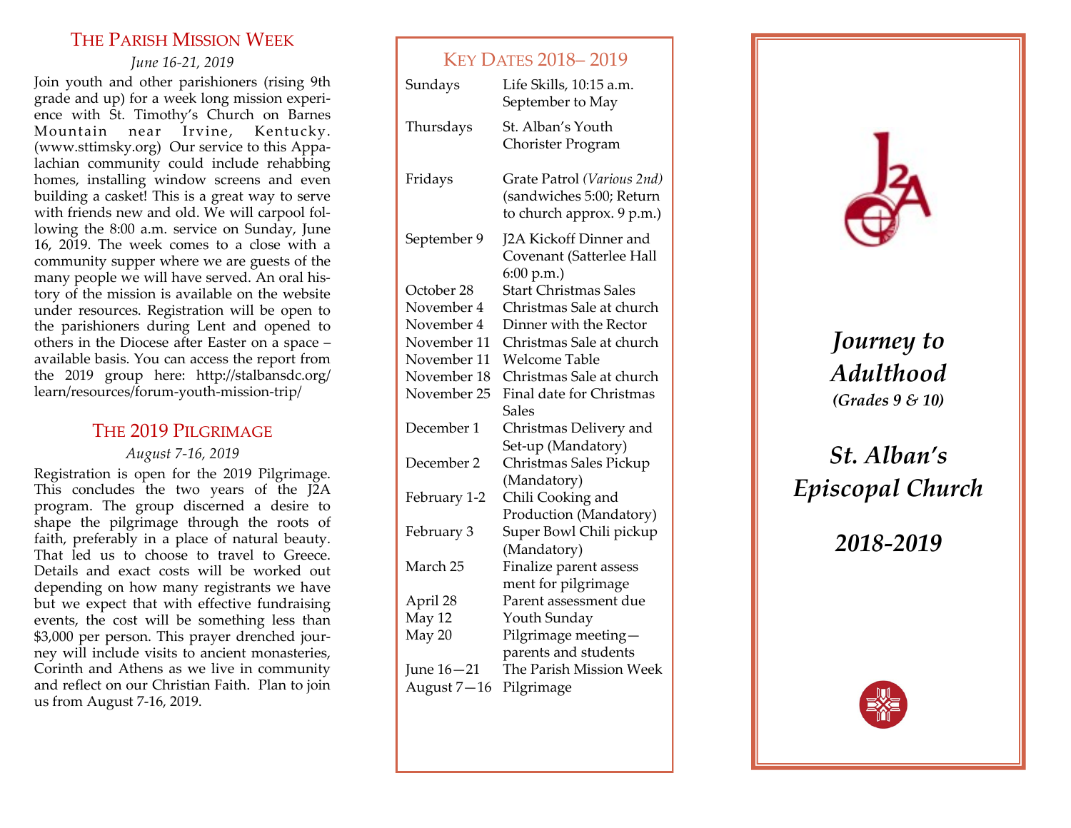## The Parish Mission Week

*June 16-21, 2019*

Join youth and other parishioners (rising 9th grade and up) for a week long mission experience with St. Timothy's Church on Barnes Mountain near Irvine, Kentucky. (www.sttimsky.org) Our service to this Appalachian community could include rehabbing homes, installing window screens and even building a casket! This is a great way to serve with friends new and old. We will carpool following the 8:00 a.m. service on Sunday, June 16, 2019. The week comes to a close with a community supper where we are guests of the many people we will have served. An oral history of the mission is available on the website under resources. Registration will be open to the parishioners during Lent and opened to others in the Diocese after Easter on a space – available basis. You can access the report from the 2019 group here: http://stalbansdc.org/learn/resources/forum-youth-mission-trip/

## The 2019 Pilgrimage

*August 7-16, 2019*

Registration is open for the 2019 Pilgrimage. This concludes the two years of the J2A program. The group discerned a desire to shape the pilgrimage through the roots of faith, preferably in a place of natural beauty. That led us to choose to travel to Greece. Details and exact costs will be worked out depending on how many registrants we have but we expect that with effective fundraising events, the cost will be something less than $3,000 per person. This prayer drenched journey will include visits to ancient monasteries, Corinth and Athens as we live in community and reflect on our Christian Faith. Plan to join us from August 7-16, 2019.

## Key Dates 2018– 2019

| | |
|---|---|
| Sundays | Life Skills, 10:15 a.m. September to May |
| Thursdays | St. Alban's Youth Chorister Program |
| Fridays | Grate Patrol *(Various 2nd)* (sandwiches 5:00; Return to church approx. 9 p.m.) |
| September 9 | J2A Kickoff Dinner and Covenant (Satterlee Hall 6:00 p.m.) |
| October 28 | Start Christmas Sales |
| November 4 | Christmas Sale at church |
| November 4 | Dinner with the Rector |
| November 11 | Christmas Sale at church |
| November 11 | Welcome Table |
| November 18 | Christmas Sale at church |
| November 25 | Final date for Christmas Sales |
| December 1 | Christmas Delivery and Set-up (Mandatory) |
| December 2 | Christmas Sales Pickup (Mandatory) |
| February 1-2 | Chili Cooking and Production (Mandatory) |
| February 3 | Super Bowl Chili pickup (Mandatory) |
| March 25 | Finalize parent assess ment for pilgrimage |
| April 28 | Parent assessment due |
| May 12 | Youth Sunday |
| May 20 | Pilgrimage meeting—parents and students |
| June 16—21 | The Parish Mission Week |
| August 7—16 | Pilgrimage |

J2A

# *Journey to Adulthood*

***(Grades 9 & 10)***

# *St. Alban's Episcopal Church*

## *2018-2019*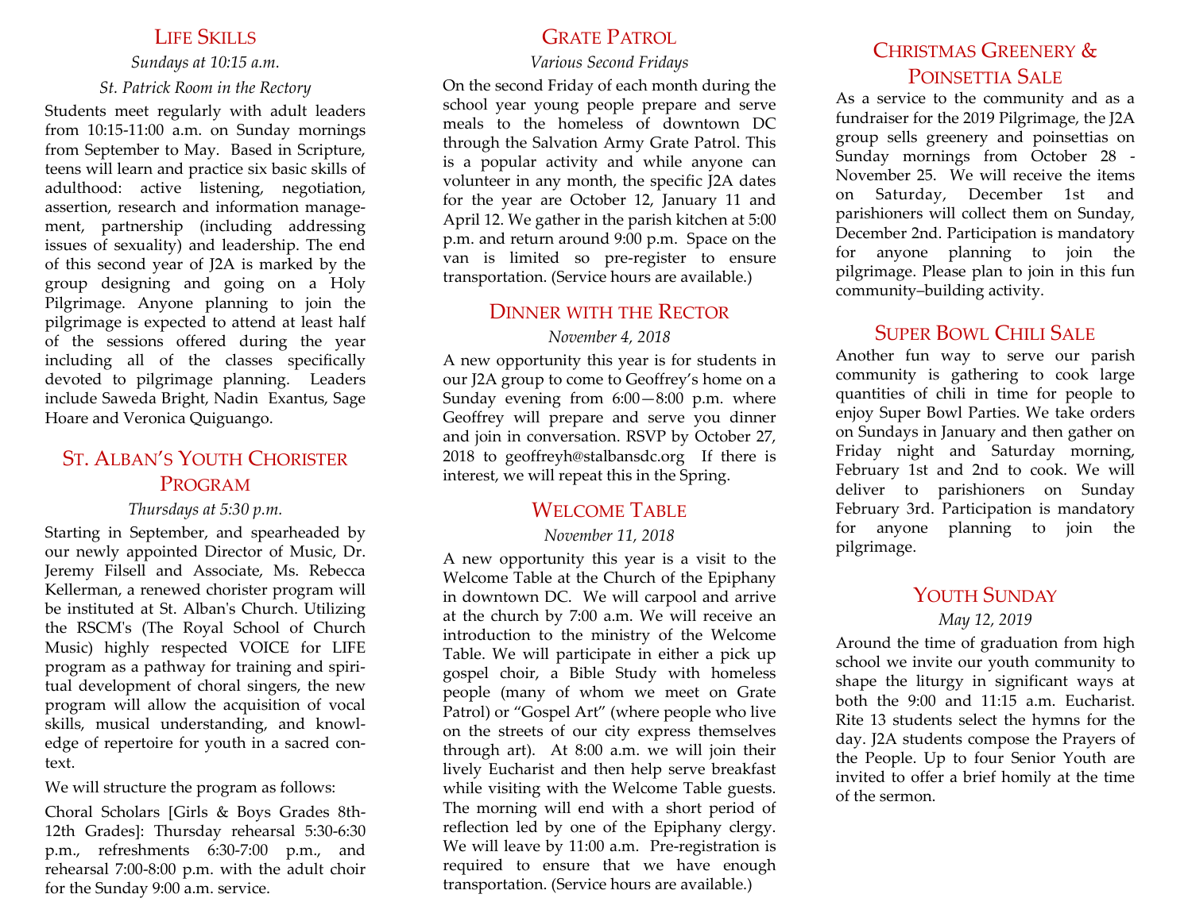## Life Skills

*Sundays at 10:15 a.m.*

*St. Patrick Room in the Rectory*

Students meet regularly with adult leaders from 10:15-11:00 a.m. on Sunday mornings from September to May. Based in Scripture, teens will learn and practice six basic skills of adulthood: active listening, negotiation, assertion, research and information management, partnership (including addressing issues of sexuality) and leadership. The end of this second year of J2A is marked by the group designing and going on a Holy Pilgrimage. Anyone planning to join the pilgrimage is expected to attend at least half of the sessions offered during the year including all of the classes specifically devoted to pilgrimage planning. Leaders include Saweda Bright, Nadin Exantus, Sage Hoare and Veronica Quiguango.

## St. Alban's Youth Chorister Program

*Thursdays at 5:30 p.m.*

Starting in September, and spearheaded by our newly appointed Director of Music, Dr. Jeremy Filsell and Associate, Ms. Rebecca Kellerman, a renewed chorister program will be instituted at St. Alban's Church. Utilizing the RSCM's (The Royal School of Church Music) highly respected VOICE for LIFE program as a pathway for training and spiritual development of choral singers, the new program will allow the acquisition of vocal skills, musical understanding, and knowledge of repertoire for youth in a sacred context.

We will structure the program as follows:

Choral Scholars [Girls & Boys Grades 8th-12th Grades]: Thursday rehearsal 5:30-6:30 p.m., refreshments 6:30-7:00 p.m., and rehearsal 7:00-8:00 p.m. with the adult choir for the Sunday 9:00 a.m. service.

## Grate Patrol

*Various Second Fridays*

On the second Friday of each month during the school year young people prepare and serve meals to the homeless of downtown DC through the Salvation Army Grate Patrol. This is a popular activity and while anyone can volunteer in any month, the specific J2A dates for the year are October 12, January 11 and April 12. We gather in the parish kitchen at 5:00 p.m. and return around 9:00 p.m. Space on the van is limited so pre-register to ensure transportation. (Service hours are available.)

## Dinner with the Rector

*November 4, 2018*

A new opportunity this year is for students in our J2A group to come to Geoffrey's home on a Sunday evening from 6:00—8:00 p.m. where Geoffrey will prepare and serve you dinner and join in conversation. RSVP by October 27, 2018 to geoffreyh@stalbansdc.org If there is interest, we will repeat this in the Spring.

## Welcome Table

*November 11, 2018*

A new opportunity this year is a visit to the Welcome Table at the Church of the Epiphany in downtown DC. We will carpool and arrive at the church by 7:00 a.m. We will receive an introduction to the ministry of the Welcome Table. We will participate in either a pick up gospel choir, a Bible Study with homeless people (many of whom we meet on Grate Patrol) or "Gospel Art" (where people who live on the streets of our city express themselves through art). At 8:00 a.m. we will join their lively Eucharist and then help serve breakfast while visiting with the Welcome Table guests. The morning will end with a short period of reflection led by one of the Epiphany clergy. We will leave by 11:00 a.m. Pre-registration is required to ensure that we have enough transportation. (Service hours are available.)

## Christmas Greenery & Poinsettia Sale

As a service to the community and as a fundraiser for the 2019 Pilgrimage, the J2A group sells greenery and poinsettias on Sunday mornings from October 28 - November 25. We will receive the items on Saturday, December 1st and parishioners will collect them on Sunday, December 2nd. Participation is mandatory for anyone planning to join the pilgrimage. Please plan to join in this fun community–building activity.

## Super Bowl Chili Sale

Another fun way to serve our parish community is gathering to cook large quantities of chili in time for people to enjoy Super Bowl Parties. We take orders on Sundays in January and then gather on Friday night and Saturday morning, February 1st and 2nd to cook. We will deliver to parishioners on Sunday February 3rd. Participation is mandatory for anyone planning to join the pilgrimage.

## Youth Sunday

*May 12, 2019*

Around the time of graduation from high school we invite our youth community to shape the liturgy in significant ways at both the 9:00 and 11:15 a.m. Eucharist. Rite 13 students select the hymns for the day. J2A students compose the Prayers of the People. Up to four Senior Youth are invited to offer a brief homily at the time of the sermon.